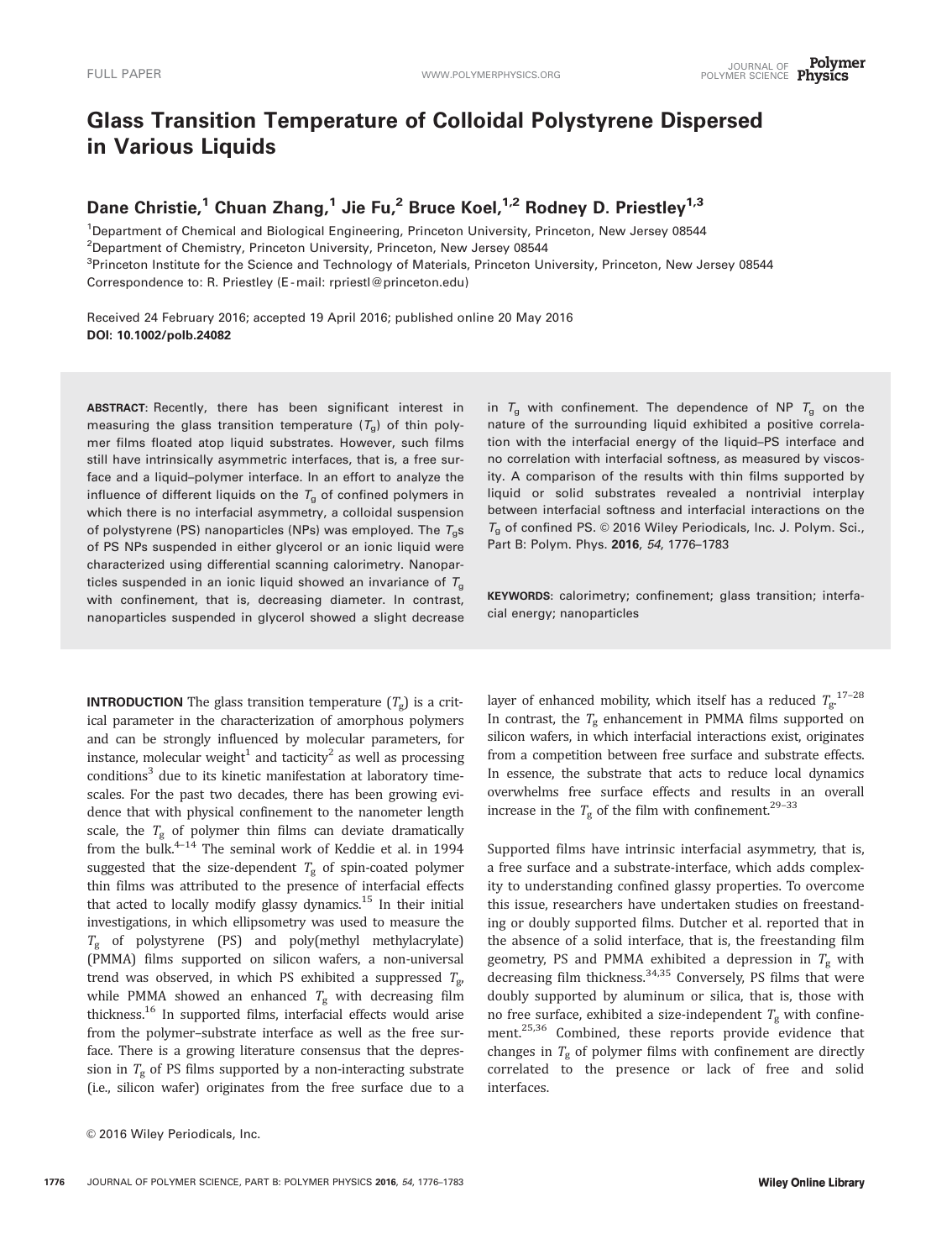# Glass Transition Temperature of Colloidal Polystyrene Dispersed in Various Liquids

Dane Christie,[1] Chuan Zhang,[1] Jie Fu,[2] Bruce Koel,[1,2] Rodney D. Priestley[1,3]

[1]Department of Chemical and Biological Engineering, Princeton University, Princeton, New Jersey 08544

[2]Department of Chemistry, Princeton University, Princeton, New Jersey 08544

[3]Princeton Institute for the Science and Technology of Materials, Princeton University, Princeton, New Jersey 08544

Correspondence to: R. Priestley (E-mail: rpriestl@princeton.edu)

Received 24 February 2016; accepted 19 April 2016; published online 20 May 2016

**DOI: 10.1002/polb.24082**

**ABSTRACT:** Recently, there has been significant interest in measuring the glass transition temperature ($T_g$) of thin polymer films floated atop liquid substrates. However, such films still have intrinsically asymmetric interfaces, that is, a free surface and a liquid–polymer interface. In an effort to analyze the influence of different liquids on the $T_g$ of confined polymers in which there is no interfacial asymmetry, a colloidal suspension of polystyrene (PS) nanoparticles (NPs) was employed. The $T_g$s of PS NPs suspended in either glycerol or an ionic liquid were characterized using differential scanning calorimetry. Nanoparticles suspended in an ionic liquid showed an invariance of $T_g$ with confinement, that is, decreasing diameter. In contrast, nanoparticles suspended in glycerol showed a slight decrease in $T_g$ with confinement. The dependence of NP $T_g$ on the nature of the surrounding liquid exhibited a positive correlation with the interfacial energy of the liquid–PS interface and no correlation with interfacial softness, as measured by viscosity. A comparison of the results with thin films supported by liquid or solid substrates revealed a nontrivial interplay between interfacial softness and interfacial interactions on the $T_g$ of confined PS. © 2016 Wiley Periodicals, Inc. J. Polym. Sci., Part B: Polym. Phys. **2016**, *54*, 1776–1783

**KEYWORDS:** calorimetry; confinement; glass transition; interfacial energy; nanoparticles

**INTRODUCTION** The glass transition temperature ($T_g$) is a critical parameter in the characterization of amorphous polymers and can be strongly influenced by molecular parameters, for instance, molecular weight[1] and tacticity[2] as well as processing conditions[3] due to its kinetic manifestation at laboratory timescales. For the past two decades, there has been growing evidence that with physical confinement to the nanometer length scale, the $T_g$ of polymer thin films can deviate dramatically from the bulk.[4–14] The seminal work of Keddie et al. in 1994 suggested that the size-dependent $T_g$ of spin-coated polymer thin films was attributed to the presence of interfacial effects that acted to locally modify glassy dynamics.[15] In their initial investigations, in which ellipsometry was used to measure the $T_g$ of polystyrene (PS) and poly(methyl methylacrylate) (PMMA) films supported on silicon wafers, a non-universal trend was observed, in which PS exhibited a suppressed $T_g$, while PMMA showed an enhanced $T_g$ with decreasing film thickness.[16] In supported films, interfacial effects would arise from the polymer–substrate interface as well as the free surface. There is a growing literature consensus that the depression in $T_g$ of PS films supported by a non-interacting substrate (i.e., silicon wafer) originates from the free surface due to a layer of enhanced mobility, which itself has a reduced $T_g$.[17–28] In contrast, the $T_g$ enhancement in PMMA films supported on silicon wafers, in which interfacial interactions exist, originates from a competition between free surface and substrate effects. In essence, the substrate that acts to reduce local dynamics overwhelms free surface effects and results in an overall increase in the $T_g$ of the film with confinement.[29–33]

Supported films have intrinsic interfacial asymmetry, that is, a free surface and a substrate-interface, which adds complexity to understanding confined glassy properties. To overcome this issue, researchers have undertaken studies on freestanding or doubly supported films. Dutcher et al. reported that in the absence of a solid interface, that is, the freestanding film geometry, PS and PMMA exhibited a depression in $T_g$ with decreasing film thickness.[34,35] Conversely, PS films that were doubly supported by aluminum or silica, that is, those with no free surface, exhibited a size-independent $T_g$ with confinement.[25,36] Combined, these reports provide evidence that changes in $T_g$ of polymer films with confinement are directly correlated to the presence or lack of free and solid interfaces.

© 2016 Wiley Periodicals, Inc.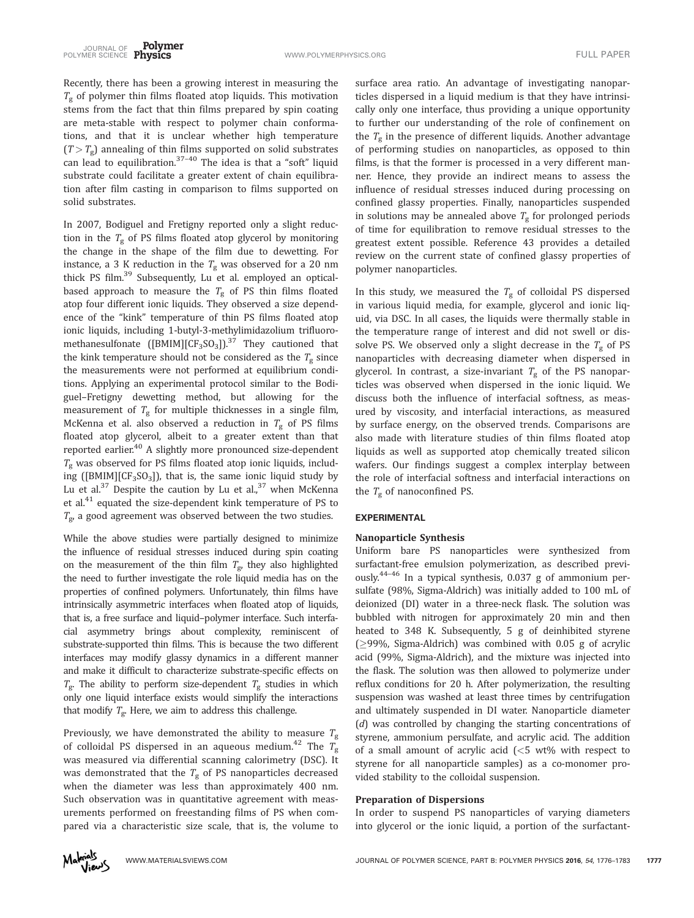Recently, there has been a growing interest in measuring the $T_g$ of polymer thin films floated atop liquids. This motivation stems from the fact that thin films prepared by spin coating are meta-stable with respect to polymer chain conformations, and that it is unclear whether high temperature ($T > T_g$) annealing of thin films supported on solid substrates can lead to equilibration.[37–40] The idea is that a "soft" liquid substrate could facilitate a greater extent of chain equilibration after film casting in comparison to films supported on solid substrates.

In 2007, Bodiguel and Fretigny reported only a slight reduction in the $T_g$ of PS films floated atop glycerol by monitoring the change in the shape of the film due to dewetting. For instance, a 3 K reduction in the $T_g$ was observed for a 20 nm thick PS film.[39] Subsequently, Lu et al. employed an optical-based approach to measure the $T_g$ of PS thin films floated atop four different ionic liquids. They observed a size dependence of the "kink" temperature of thin PS films floated atop ionic liquids, including 1-butyl-3-methylimidazolium trifluoromethanesulfonate ([BMIM][$CF_3SO_3$]).[37] They cautioned that the kink temperature should not be considered as the $T_g$ since the measurements were not performed at equilibrium conditions. Applying an experimental protocol similar to the Bodiguel–Fretigny dewetting method, but allowing for the measurement of $T_g$ for multiple thicknesses in a single film, McKenna et al. also observed a reduction in $T_g$ of PS films floated atop glycerol, albeit to a greater extent than that reported earlier.[40] A slightly more pronounced size-dependent $T_g$ was observed for PS films floated atop ionic liquids, including ([BMIM][$CF_3SO_3$]), that is, the same ionic liquid study by Lu et al.[37] Despite the caution by Lu et al.,[37] when McKenna et al.[41] equated the size-dependent kink temperature of PS to $T_g$, a good agreement was observed between the two studies.

While the above studies were partially designed to minimize the influence of residual stresses induced during spin coating on the measurement of the thin film $T_g$, they also highlighted the need to further investigate the role liquid media has on the properties of confined polymers. Unfortunately, thin films have intrinsically asymmetric interfaces when floated atop of liquids, that is, a free surface and liquid–polymer interface. Such interfacial asymmetry brings about complexity, reminiscent of substrate-supported thin films. This is because the two different interfaces may modify glassy dynamics in a different manner and make it difficult to characterize substrate-specific effects on $T_g$. The ability to perform size-dependent $T_g$ studies in which only one liquid interface exists would simplify the interactions that modify $T_g$. Here, we aim to address this challenge.

Previously, we have demonstrated the ability to measure $T_g$ of colloidal PS dispersed in an aqueous medium.[42] The $T_g$ was measured via differential scanning calorimetry (DSC). It was demonstrated that the $T_g$ of PS nanoparticles decreased when the diameter was less than approximately 400 nm. Such observation was in quantitative agreement with measurements performed on freestanding films of PS when compared via a characteristic size scale, that is, the volume to surface area ratio. An advantage of investigating nanoparticles dispersed in a liquid medium is that they have intrinsically only one interface, thus providing a unique opportunity to further our understanding of the role of confinement on the $T_g$ in the presence of different liquids. Another advantage of performing studies on nanoparticles, as opposed to thin films, is that the former is processed in a very different manner. Hence, they provide an indirect means to assess the influence of residual stresses induced during processing on confined glassy properties. Finally, nanoparticles suspended in solutions may be annealed above $T_g$ for prolonged periods of time for equilibration to remove residual stresses to the greatest extent possible. Reference 43 provides a detailed review on the current state of confined glassy properties of polymer nanoparticles.

In this study, we measured the $T_g$ of colloidal PS dispersed in various liquid media, for example, glycerol and ionic liquid, via DSC. In all cases, the liquids were thermally stable in the temperature range of interest and did not swell or dissolve PS. We observed only a slight decrease in the $T_g$ of PS nanoparticles with decreasing diameter when dispersed in glycerol. In contrast, a size-invariant $T_g$ of the PS nanoparticles was observed when dispersed in the ionic liquid. We discuss both the influence of interfacial softness, as measured by viscosity, and interfacial interactions, as measured by surface energy, on the observed trends. Comparisons are also made with literature studies of thin films floated atop liquids as well as supported atop chemically treated silicon wafers. Our findings suggest a complex interplay between the role of interfacial softness and interfacial interactions on the $T_g$ of nanoconfined PS.

## EXPERIMENTAL

### Nanoparticle Synthesis

Uniform bare PS nanoparticles were synthesized from surfactant-free emulsion polymerization, as described previously.[44–46] In a typical synthesis, 0.037 g of ammonium persulfate (98%, Sigma-Aldrich) was initially added to 100 mL of deionized (DI) water in a three-neck flask. The solution was bubbled with nitrogen for approximately 20 min and then heated to 348 K. Subsequently, 5 g of deinhibited styrene (≥99%, Sigma-Aldrich) was combined with 0.05 g of acrylic acid (99%, Sigma-Aldrich), and the mixture was injected into the flask. The solution was then allowed to polymerize under reflux conditions for 20 h. After polymerization, the resulting suspension was washed at least three times by centrifugation and ultimately suspended in DI water. Nanoparticle diameter ($d$) was controlled by changing the starting concentrations of styrene, ammonium persulfate, and acrylic acid. The addition of a small amount of acrylic acid (<5 wt% with respect to styrene for all nanoparticle samples) as a co-monomer provided stability to the colloidal suspension.

### Preparation of Dispersions

In order to suspend PS nanoparticles of varying diameters into glycerol or the ionic liquid, a portion of the surfactant-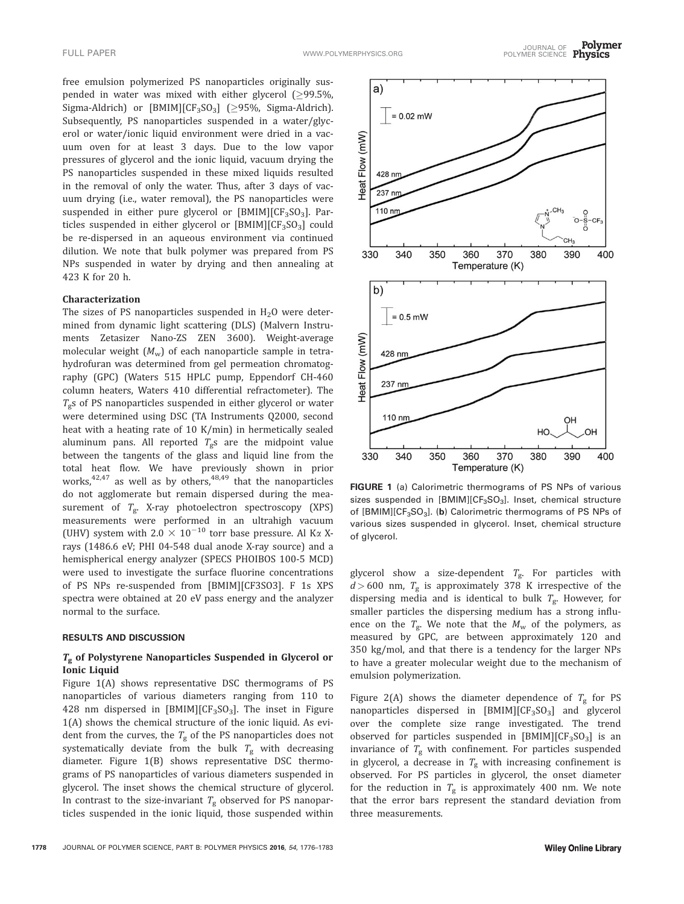free emulsion polymerized PS nanoparticles originally suspended in water was mixed with either glycerol (≥99.5%, Sigma-Aldrich) or [BMIM][$CF_3SO_3$] (≥95%, Sigma-Aldrich). Subsequently, PS nanoparticles suspended in a water/glycerol or water/ionic liquid environment were dried in a vacuum oven for at least 3 days. Due to the low vapor pressures of glycerol and the ionic liquid, vacuum drying the PS nanoparticles suspended in these mixed liquids resulted in the removal of only the water. Thus, after 3 days of vacuum drying (i.e., water removal), the PS nanoparticles were suspended in either pure glycerol or [BMIM][$CF_3SO_3$]. Particles suspended in either glycerol or [BMIM][$CF_3SO_3$] could be re-dispersed in an aqueous environment via continued dilution. We note that bulk polymer was prepared from PS NPs suspended in water by drying and then annealing at 423 K for 20 h.

### Characterization

The sizes of PS nanoparticles suspended in $H_2O$ were determined from dynamic light scattering (DLS) (Malvern Instruments Zetasizer Nano-ZS ZEN 3600). Weight-average molecular weight ($M_w$) of each nanoparticle sample in tetrahydrofuran was determined from gel permeation chromatography (GPC) (Waters 515 HPLC pump, Eppendorf CH-460 column heaters, Waters 410 differential refractometer). The $T_g$s of PS nanoparticles suspended in either glycerol or water were determined using DSC (TA Instruments Q2000, second heat with a heating rate of 10 K/min) in hermetically sealed aluminum pans. All reported $T_g$s are the midpoint value between the tangents of the glass and liquid line from the total heat flow. We have previously shown in prior works,[42,47] as well as by others,[48,49] that the nanoparticles do not agglomerate but remain dispersed during the measurement of $T_g$. X-ray photoelectron spectroscopy (XPS) measurements were performed in an ultrahigh vacuum (UHV) system with $2.0 \times 10^{-10}$ torr base pressure. Al Kα X-rays (1486.6 eV; PHI 04-548 dual anode X-ray source) and a hemispherical energy analyzer (SPECS PHOIBOS 100-5 MCD) were used to investigate the surface fluorine concentrations of PS NPs re-suspended from [BMIM][CF3SO3]. F 1s XPS spectra were obtained at 20 eV pass energy and the analyzer normal to the surface.

## RESULTS AND DISCUSSION

### $T_g$ of Polystyrene Nanoparticles Suspended in Glycerol or Ionic Liquid

Figure 1(A) shows representative DSC thermograms of PS nanoparticles of various diameters ranging from 110 to 428 nm dispersed in [BMIM][$CF_3SO_3$]. The inset in Figure 1(A) shows the chemical structure of the ionic liquid. As evident from the curves, the $T_g$ of the PS nanoparticles does not systematically deviate from the bulk $T_g$ with decreasing diameter. Figure 1(B) shows representative DSC thermograms of PS nanoparticles of various diameters suspended in glycerol. The inset shows the chemical structure of glycerol. In contrast to the size-invariant $T_g$ observed for PS nanoparticles suspended in the ionic liquid, those suspended within glycerol show a size-dependent $T_g$. For particles with $d > 600$ nm, $T_g$ is approximately 378 K irrespective of the dispersing media and is identical to bulk $T_g$. However, for smaller particles the dispersing medium has a strong influence on the $T_g$. We note that the $M_w$ of the polymers, as measured by GPC, are between approximately 120 and 350 kg/mol, and that there is a tendency for the larger NPs to have a greater molecular weight due to the mechanism of emulsion polymerization.

**FIGURE 1** (a) Calorimetric thermograms of PS NPs of various sizes suspended in [BMIM][$CF_3SO_3$]. Inset, chemical structure of [BMIM][$CF_3SO_3$]. (**b**) Calorimetric thermograms of PS NPs of various sizes suspended in glycerol. Inset, chemical structure of glycerol.

Figure 2(A) shows the diameter dependence of $T_g$ for PS nanoparticles dispersed in [BMIM][$CF_3SO_3$] and glycerol over the complete size range investigated. The trend observed for particles suspended in [BMIM][$CF_3SO_3$] is an invariance of $T_g$ with confinement. For particles suspended in glycerol, a decrease in $T_g$ with increasing confinement is observed. For PS particles in glycerol, the onset diameter for the reduction in $T_g$ is approximately 400 nm. We note that the error bars represent the standard deviation from three measurements.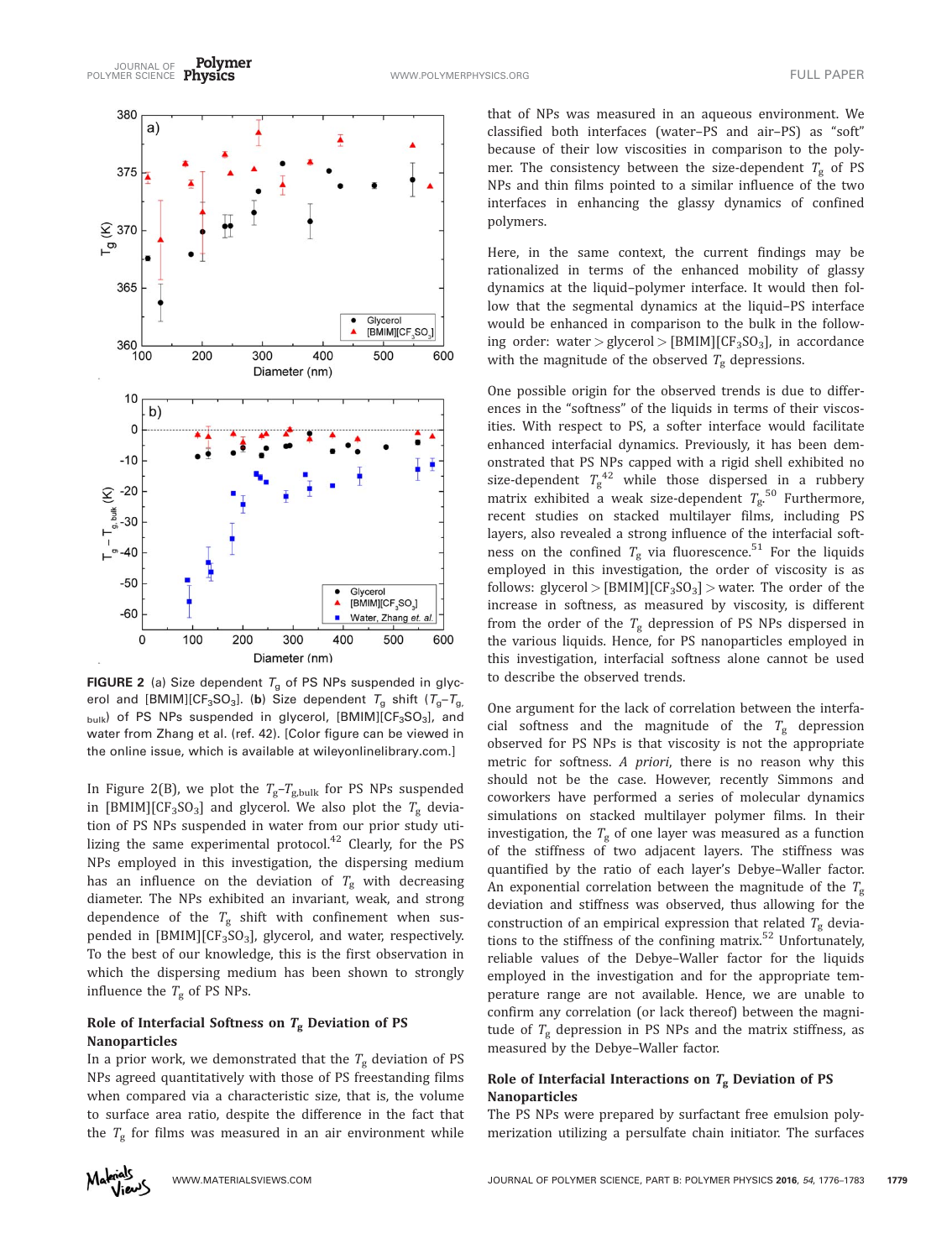FIGURE 2 (a) Size dependent $T_g$ of PS NPs suspended in glycerol and [BMIM][$CF_3SO_3$]. (b) Size dependent $T_g$ shift ($T_g$–$T_{g,bulk}$) of PS NPs suspended in glycerol, [BMIM][$CF_3SO_3$], and water from Zhang et al. (ref. 42). [Color figure can be viewed in the online issue, which is available at wileyonlinelibrary.com.]

In Figure 2(B), we plot the $T_g$–$T_{g,bulk}$ for PS NPs suspended in [BMIM][$CF_3SO_3$] and glycerol. We also plot the $T_g$ deviation of PS NPs suspended in water from our prior study utilizing the same experimental protocol.[42] Clearly, for the PS NPs employed in this investigation, the dispersing medium has an influence on the deviation of $T_g$ with decreasing diameter. The NPs exhibited an invariant, weak, and strong dependence of the $T_g$ shift with confinement when suspended in [BMIM][$CF_3SO_3$], glycerol, and water, respectively. To the best of our knowledge, this is the first observation in which the dispersing medium has been shown to strongly influence the $T_g$ of PS NPs.

## Role of Interfacial Softness on $T_g$ Deviation of PS Nanoparticles

In a prior work, we demonstrated that the $T_g$ deviation of PS NPs agreed quantitatively with those of PS freestanding films when compared via a characteristic size, that is, the volume to surface area ratio, despite the difference in the fact that the $T_g$ for films was measured in an air environment while that of NPs was measured in an aqueous environment. We classified both interfaces (water–PS and air–PS) as "soft" because of their low viscosities in comparison to the polymer. The consistency between the size-dependent $T_g$ of PS NPs and thin films pointed to a similar influence of the two interfaces in enhancing the glassy dynamics of confined polymers.

Here, in the same context, the current findings may be rationalized in terms of the enhanced mobility of glassy dynamics at the liquid–polymer interface. It would then follow that the segmental dynamics at the liquid–PS interface would be enhanced in comparison to the bulk in the following order: water > glycerol > [BMIM][$CF_3SO_3$], in accordance with the magnitude of the observed $T_g$ depressions.

One possible origin for the observed trends is due to differences in the "softness" of the liquids in terms of their viscosities. With respect to PS, a softer interface would facilitate enhanced interfacial dynamics. Previously, it has been demonstrated that PS NPs capped with a rigid shell exhibited no size-dependent $T_g$[42] while those dispersed in a rubbery matrix exhibited a weak size-dependent $T_g$.[50] Furthermore, recent studies on stacked multilayer films, including PS layers, also revealed a strong influence of the interfacial softness on the confined $T_g$ via fluorescence.[51] For the liquids employed in this investigation, the order of viscosity is as follows: glycerol > [BMIM][$CF_3SO_3$] > water. The order of the increase in softness, as measured by viscosity, is different from the order of the $T_g$ depression of PS NPs dispersed in the various liquids. Hence, for PS nanoparticles employed in this investigation, interfacial softness alone cannot be used to describe the observed trends.

One argument for the lack of correlation between the interfacial softness and the magnitude of the $T_g$ depression observed for PS NPs is that viscosity is not the appropriate metric for softness. *A priori*, there is no reason why this should not be the case. However, recently Simmons and coworkers have performed a series of molecular dynamics simulations on stacked multilayer polymer films. In their investigation, the $T_g$ of one layer was measured as a function of the stiffness of two adjacent layers. The stiffness was quantified by the ratio of each layer's Debye–Waller factor. An exponential correlation between the magnitude of the $T_g$ deviation and stiffness was observed, thus allowing for the construction of an empirical expression that related $T_g$ deviations to the stiffness of the confining matrix.[52] Unfortunately, reliable values of the Debye–Waller factor for the liquids employed in the investigation and for the appropriate temperature range are not available. Hence, we are unable to confirm any correlation (or lack thereof) between the magnitude of $T_g$ depression in PS NPs and the matrix stiffness, as measured by the Debye–Waller factor.

## Role of Interfacial Interactions on $T_g$ Deviation of PS Nanoparticles

The PS NPs were prepared by surfactant free emulsion polymerization utilizing a persulfate chain initiator. The surfaces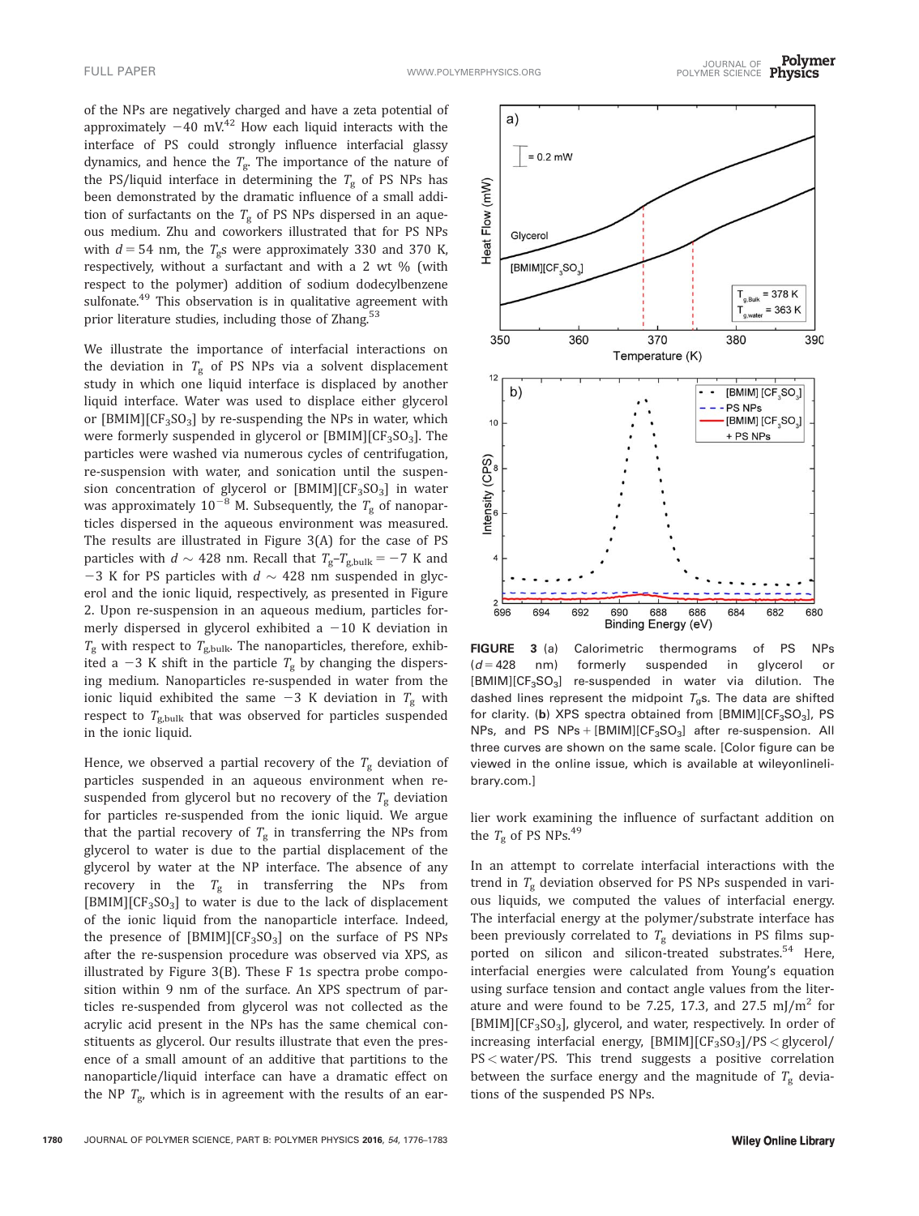of the NPs are negatively charged and have a zeta potential of approximately −40 mV.[42] How each liquid interacts with the interface of PS could strongly influence interfacial glassy dynamics, and hence the $T_g$. The importance of the nature of the PS/liquid interface in determining the $T_g$ of PS NPs has been demonstrated by the dramatic influence of a small addition of surfactants on the $T_g$ of PS NPs dispersed in an aqueous medium. Zhu and coworkers illustrated that for PS NPs with $d = 54$ nm, the $T_g$s were approximately 330 and 370 K, respectively, without a surfactant and with a 2 wt % (with respect to the polymer) addition of sodium dodecylbenzene sulfonate.[49] This observation is in qualitative agreement with prior literature studies, including those of Zhang.[53]

We illustrate the importance of interfacial interactions on the deviation in $T_g$ of PS NPs via a solvent displacement study in which one liquid interface is displaced by another liquid interface. Water was used to displace either glycerol or [BMIM][$CF_3SO_3$] by re-suspending the NPs in water, which were formerly suspended in glycerol or [BMIM][$CF_3SO_3$]. The particles were washed via numerous cycles of centrifugation, re-suspension with water, and sonication until the suspension concentration of glycerol or [BMIM][$CF_3SO_3$] in water was approximately $10^{-8}$ M. Subsequently, the $T_g$ of nanoparticles dispersed in the aqueous environment was measured. The results are illustrated in Figure 3(A) for the case of PS particles with $d \sim 428$ nm. Recall that $T_g$–$T_{g,\text{bulk}} = -7$ K and −3 K for PS particles with $d \sim 428$ nm suspended in glycerol and the ionic liquid, respectively, as presented in Figure 2. Upon re-suspension in an aqueous medium, particles formerly dispersed in glycerol exhibited a −10 K deviation in $T_g$ with respect to $T_{g,\text{bulk}}$. The nanoparticles, therefore, exhibited a −3 K shift in the particle $T_g$ by changing the dispersing medium. Nanoparticles re-suspended in water from the ionic liquid exhibited the same −3 K deviation in $T_g$ with respect to $T_{g,\text{bulk}}$ that was observed for particles suspended in the ionic liquid.

Hence, we observed a partial recovery of the $T_g$ deviation of particles suspended in an aqueous environment when re-suspended from glycerol but no recovery of the $T_g$ deviation for particles re-suspended from the ionic liquid. We argue that the partial recovery of $T_g$ in transferring the NPs from glycerol to water is due to the partial displacement of the glycerol by water at the NP interface. The absence of any recovery in the $T_g$ in transferring the NPs from [BMIM][$CF_3SO_3$] to water is due to the lack of displacement of the ionic liquid from the nanoparticle interface. Indeed, the presence of [BMIM][$CF_3SO_3$] on the surface of PS NPs after the re-suspension procedure was observed via XPS, as illustrated by Figure 3(B). These F 1s spectra probe composition within 9 nm of the surface. An XPS spectrum of particles re-suspended from glycerol was not collected as the acrylic acid present in the NPs has the same chemical constituents as glycerol. Our results illustrate that even the presence of a small amount of an additive that partitions to the nanoparticle/liquid interface can have a dramatic effect on the NP $T_g$, which is in agreement with the results of an earlier work examining the influence of surfactant addition on the $T_g$ of PS NPs.[49]

**FIGURE 3** (a) Calorimetric thermograms of PS NPs ($d = 428$ nm) formerly suspended in glycerol or [BMIM][$CF_3SO_3$] re-suspended in water via dilution. The dashed lines represent the midpoint $T_g$s. The data are shifted for clarity. (**b**) XPS spectra obtained from [BMIM][$CF_3SO_3$], PS NPs, and PS NPs + [BMIM][$CF_3SO_3$] after re-suspension. All three curves are shown on the same scale. [Color figure can be viewed in the online issue, which is available at wileyonlinelibrary.com.]

In an attempt to correlate interfacial interactions with the trend in $T_g$ deviation observed for PS NPs suspended in various liquids, we computed the values of interfacial energy. The interfacial energy at the polymer/substrate interface has been previously correlated to $T_g$ deviations in PS films supported on silicon and silicon-treated substrates.[54] Here, interfacial energies were calculated from Young's equation using surface tension and contact angle values from the literature and were found to be 7.25, 17.3, and 27.5 mJ/m$^2$ for [BMIM][$CF_3SO_3$], glycerol, and water, respectively. In order of increasing interfacial energy, [BMIM][$CF_3SO_3$]/PS < glycerol/PS < water/PS. This trend suggests a positive correlation between the surface energy and the magnitude of $T_g$ deviations of the suspended PS NPs.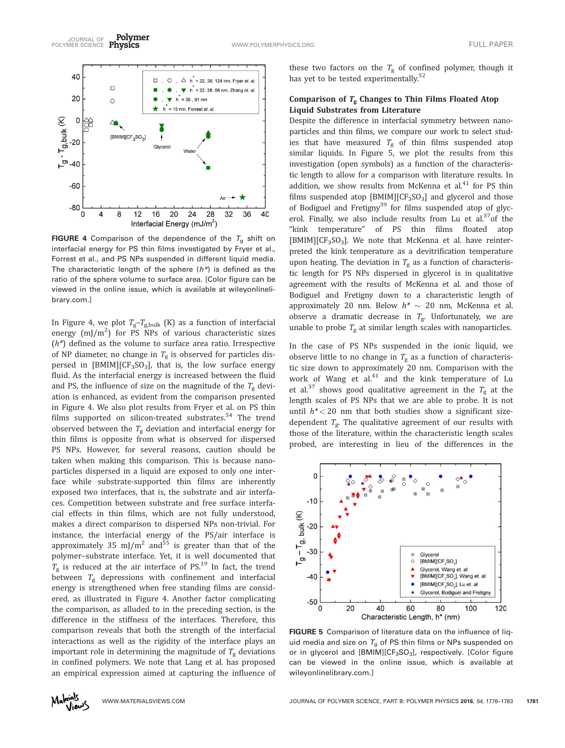FIGURE 4 Comparison of the dependence of the $T_g$ shift on interfacial energy for PS thin films investigated by Fryer et al., Forrest et al., and PS NPs suspended in different liquid media. The characteristic length of the sphere ($h^*$) is defined as the ratio of the sphere volume to surface area. [Color figure can be viewed in the online issue, which is available at wileyonlinelibrary.com.]

In Figure 4, we plot $T_g$–$T_{g,bulk}$ (K) as a function of interfacial energy (mJ/m$^2$) for PS NPs of various characteristic sizes ($h^*$) defined as the volume to surface area ratio. Irrespective of NP diameter, no change in $T_g$ is observed for particles dispersed in [BMIM][$CF_3SO_3$], that is, the low surface energy fluid. As the interfacial energy is increased between the fluid and PS, the influence of size on the magnitude of the $T_g$ deviation is enhanced, as evident from the comparison presented in Figure 4. We also plot results from Fryer et al. on PS thin films supported on silicon-treated substrates.[54] The trend observed between the $T_g$ deviation and interfacial energy for thin films is opposite from what is observed for dispersed PS NPs. However, for several reasons, caution should be taken when making this comparison. This is because nanoparticles dispersed in a liquid are exposed to only one interface while substrate-supported thin films are inherently exposed two interfaces, that is, the substrate and air interfaces. Competition between substrate and free surface interfacial effects in thin films, which are not fully understood, makes a direct comparison to dispersed NPs non-trivial. For instance, the interfacial energy of the PS/air interface is approximately 35 mJ/m$^2$ and[55] is greater than that of the polymer–substrate interface. Yet, it is well documented that $T_g$ is reduced at the air interface of PS.[19] In fact, the trend between $T_g$ depressions with confinement and interfacial energy is strengthened when free standing films are considered, as illustrated in Figure 4. Another factor complicating the comparison, as alluded to in the preceding section, is the difference in the stiffness of the interfaces. Therefore, this comparison reveals that both the strength of the interfacial interactions as well as the rigidity of the interface plays an important role in determining the magnitude of $T_g$ deviations in confined polymers. We note that Lang et al. has proposed an empirical expression aimed at capturing the influence of these two factors on the $T_g$ of confined polymer, though it has yet to be tested experimentally.[52]

### Comparison of $T_g$ Changes to Thin Films Floated Atop Liquid Substrates from Literature

Despite the difference in interfacial symmetry between nanoparticles and thin films, we compare our work to select studies that have measured $T_g$ of thin films suspended atop similar liquids. In Figure 5, we plot the results from this investigation (open symbols) as a function of the characteristic length to allow for a comparison with literature results. In addition, we show results from McKenna et al.[41] for PS thin films suspended atop [BMIM][$CF_3SO_3$] and glycerol and those of Bodiguel and Fretigny[39] for films suspended atop of glycerol. Finally, we also include results from Lu et al.[37] of the "kink temperature" of PS thin films floated atop [BMIM][$CF_3SO_3$]. We note that McKenna et al. have reinterpreted the kink temperature as a devitrification temperature upon heating. The deviation in $T_g$ as a function of characteristic length for PS NPs dispersed in glycerol is in qualitative agreement with the results of McKenna et al. and those of Bodiguel and Fretigny down to a characteristic length of approximately 20 nm. Below $h^* \sim 20$ nm, McKenna et al. observe a dramatic decrease in $T_g$. Unfortunately, we are unable to probe $T_g$ at similar length scales with nanoparticles.

In the case of PS NPs suspended in the ionic liquid, we observe little to no change in $T_g$ as a function of characteristic size down to approximately 20 nm. Comparison with the work of Wang et al.[41] and the kink temperature of Lu et al.[37] shows good qualitative agreement in the $T_g$ at the length scales of PS NPs that we are able to probe. It is not until $h^* < 20$ nm that both studies show a significant size-dependent $T_g$. The qualitative agreement of our results with those of the literature, within the characteristic length scales probed, are interesting in lieu of the differences in the

FIGURE 5 Comparison of literature data on the influence of liquid media and size on $T_g$ of PS thin films or NPs suspended on or in glycerol and [BMIM][$CF_3SO_3$], respectively. [Color figure can be viewed in the online issue, which is available at wileyonlinelibrary.com.]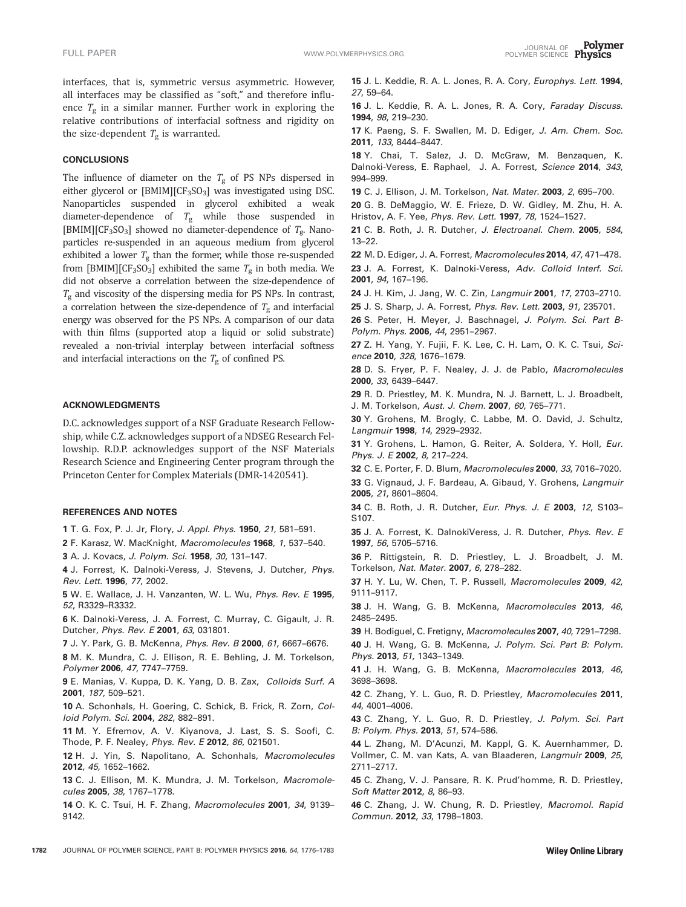interfaces, that is, symmetric versus asymmetric. However, all interfaces may be classified as "soft," and therefore influence $T_g$ in a similar manner. Further work in exploring the relative contributions of interfacial softness and rigidity on the size-dependent $T_g$ is warranted.

## CONCLUSIONS

The influence of diameter on the $T_g$ of PS NPs dispersed in either glycerol or [BMIM][$CF_3SO_3$] was investigated using DSC. Nanoparticles suspended in glycerol exhibited a weak diameter-dependence of $T_g$ while those suspended in [BMIM][$CF_3SO_3$] showed no diameter-dependence of $T_g$. Nanoparticles re-suspended in an aqueous medium from glycerol exhibited a lower $T_g$ than the former, while those re-suspended from [BMIM][$CF_3SO_3$] exhibited the same $T_g$ in both media. We did not observe a correlation between the size-dependence of $T_g$ and viscosity of the dispersing media for PS NPs. In contrast, a correlation between the size-dependence of $T_g$ and interfacial energy was observed for the PS NPs. A comparison of our data with thin films (supported atop a liquid or solid substrate) revealed a non-trivial interplay between interfacial softness and interfacial interactions on the $T_g$ of confined PS.

## ACKNOWLEDGMENTS

D.C. acknowledges support of a NSF Graduate Research Fellowship, while C.Z. acknowledges support of a NDSEG Research Fellowship. R.D.P. acknowledges support of the NSF Materials Research Science and Engineering Center program through the Princeton Center for Complex Materials (DMR-1420541).

## REFERENCES AND NOTES

**1** T. G. Fox, P. J. Jr, Flory, *J. Appl. Phys.* **1950**, *21*, 581–591.

**2** F. Karasz, W. MacKnight, *Macromolecules* **1968**, *1*, 537–540.

**3** A. J. Kovacs, *J. Polym. Sci.* **1958**, *30*, 131–147.

**4** J. Forrest, K. Dalnoki-Veress, J. Stevens, J. Dutcher, *Phys. Rev. Lett.* **1996**, *77*, 2002.

**5** W. E. Wallace, J. H. Vanzanten, W. L. Wu, *Phys. Rev. E* **1995**, *52*, R3329–R3332.

**6** K. Dalnoki-Veress, J. A. Forrest, C. Murray, C. Gigault, J. R. Dutcher, *Phys. Rev. E* **2001**, *63*, 031801.

**7** J. Y. Park, G. B. McKenna, *Phys. Rev. B* **2000**, *61*, 6667–6676.

**8** M. K. Mundra, C. J. Ellison, R. E. Behling, J. M. Torkelson, *Polymer* **2006**, *47*, 7747–7759.

**9** E. Manias, V. Kuppa, D. K. Yang, D. B. Zax, *Colloids Surf. A* **2001**, *187*, 509–521.

**10** A. Schonhals, H. Goering, C. Schick, B. Frick, R. Zorn, *Colloid Polym. Sci.* **2004**, *282*, 882–891.

**11** M. Y. Efremov, A. V. Kiyanova, J. Last, S. S. Soofi, C. Thode, P. F. Nealey, *Phys. Rev. E* **2012**, *86*, 021501.

**12** H. J. Yin, S. Napolitano, A. Schonhals, *Macromolecules* **2012**, *45*, 1652–1662.

**13** C. J. Ellison, M. K. Mundra, J. M. Torkelson, *Macromolecules* **2005**, *38*, 1767–1778.

**14** O. K. C. Tsui, H. F. Zhang, *Macromolecules* **2001**, *34*, 9139–9142.

**15** J. L. Keddie, R. A. L. Jones, R. A. Cory, *Europhys. Lett.* **1994**, *27*, 59–64.

**16** J. L. Keddie, R. A. L. Jones, R. A. Cory, *Faraday Discuss.* **1994**, *98*, 219–230.

**17** K. Paeng, S. F. Swallen, M. D. Ediger, *J. Am. Chem. Soc.* **2011**, *133*, 8444–8447.

**18** Y. Chai, T. Salez, J. D. McGraw, M. Benzaquen, K. Dalnoki-Veress, E. Raphael, J. A. Forrest, *Science* **2014**, *343*, 994–999.

**19** C. J. Ellison, J. M. Torkelson, *Nat. Mater.* **2003**, *2*, 695–700.

**20** G. B. DeMaggio, W. E. Frieze, D. W. Gidley, M. Zhu, H. A. Hristov, A. F. Yee, *Phys. Rev. Lett.* **1997**, *78*, 1524–1527.

**21** C. B. Roth, J. R. Dutcher, *J. Electroanal. Chem.* **2005**, *584*, 13–22.

**22** M. D. Ediger, J. A. Forrest, *Macromolecules* **2014**, *47*, 471–478.

**23** J. A. Forrest, K. Dalnoki-Veress, *Adv. Colloid Interf. Sci.* **2001**, *94*, 167–196.

**24** J. H. Kim, J. Jang, W. C. Zin, *Langmuir* **2001**, *17*, 2703–2710.

**25** J. S. Sharp, J. A. Forrest, *Phys. Rev. Lett.* **2003**, *91*, 235701.

**26** S. Peter, H. Meyer, J. Baschnagel, *J. Polym. Sci. Part B-Polym. Phys.* **2006**, *44*, 2951–2967.

**27** Z. H. Yang, Y. Fujii, F. K. Lee, C. H. Lam, O. K. C. Tsui, *Science* **2010**, *328*, 1676–1679.

**28** D. S. Fryer, P. F. Nealey, J. J. de Pablo, *Macromolecules* **2000**, *33*, 6439–6447.

**29** R. D. Priestley, M. K. Mundra, N. J. Barnett, L. J. Broadbelt, J. M. Torkelson, *Aust. J. Chem.* **2007**, *60*, 765–771.

**30** Y. Grohens, M. Brogly, C. Labbe, M. O. David, J. Schultz, *Langmuir* **1998**, *14*, 2929–2932.

**31** Y. Grohens, L. Hamon, G. Reiter, A. Soldera, Y. Holl, *Eur. Phys. J. E* **2002**, *8*, 217–224.

**32** C. E. Porter, F. D. Blum, *Macromolecules* **2000**, *33*, 7016–7020.

**33** G. Vignaud, J. F. Bardeau, A. Gibaud, Y. Grohens, *Langmuir* **2005**, *21*, 8601–8604.

**34** C. B. Roth, J. R. Dutcher, *Eur. Phys. J. E* **2003**, *12*, S103–S107.

**35** J. A. Forrest, K. DalnokiVeress, J. R. Dutcher, *Phys. Rev. E* **1997**, *56*, 5705–5716.

**36** P. Rittigstein, R. D. Priestley, L. J. Broadbelt, J. M. Torkelson, *Nat. Mater.* **2007**, *6*, 278–282.

**37** H. Y. Lu, W. Chen, T. P. Russell, *Macromolecules* **2009**, *42*, 9111–9117.

**38** J. H. Wang, G. B. McKenna, *Macromolecules* **2013**, *46*, 2485–2495.

**39** H. Bodiguel, C. Fretigny, *Macromolecules* **2007**, *40*, 7291–7298.

**40** J. H. Wang, G. B. McKenna, *J. Polym. Sci. Part B: Polym. Phys.* **2013**, *51*, 1343–1349.

**41** J. H. Wang, G. B. McKenna, *Macromolecules* **2013**, *46*, 3698–3698.

**42** C. Zhang, Y. L. Guo, R. D. Priestley, *Macromolecules* **2011**, *44*, 4001–4006.

**43** C. Zhang, Y. L. Guo, R. D. Priestley, *J. Polym. Sci. Part B: Polym. Phys.* **2013**, *51*, 574–586.

**44** L. Zhang, M. D'Acunzi, M. Kappl, G. K. Auernhammer, D. Vollmer, C. M. van Kats, A. van Blaaderen, *Langmuir* **2009**, *25*, 2711–2717.

**45** C. Zhang, V. J. Pansare, R. K. Prud'homme, R. D. Priestley, *Soft Matter* **2012**, *8*, 86–93.

**46** C. Zhang, J. W. Chung, R. D. Priestley, *Macromol. Rapid Commun.* **2012**, *33*, 1798–1803.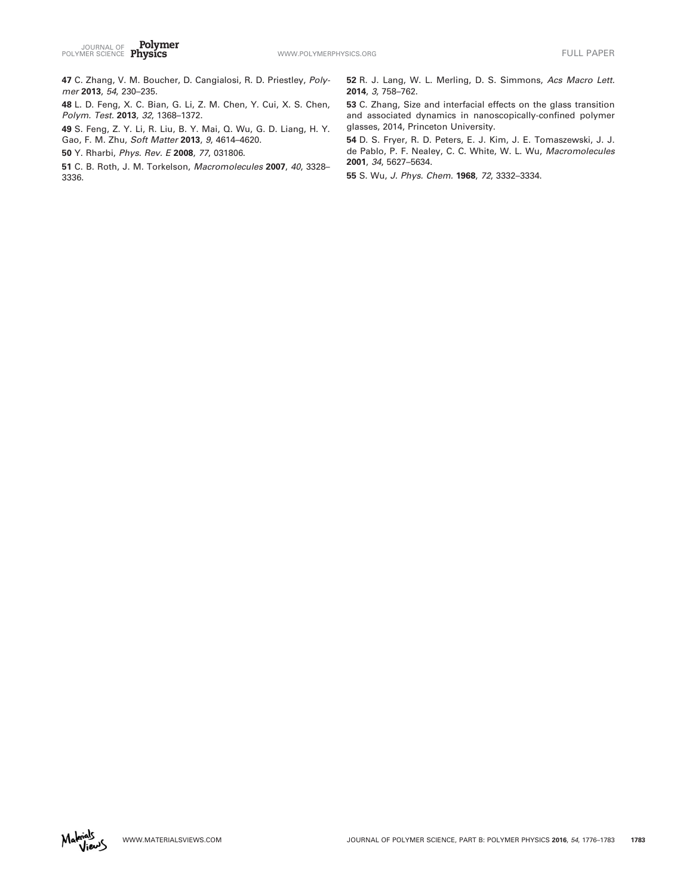47 C. Zhang, V. M. Boucher, D. Cangialosi, R. D. Priestley, *Polymer* **2013**, *54*, 230–235.

48 L. D. Feng, X. C. Bian, G. Li, Z. M. Chen, Y. Cui, X. S. Chen, *Polym. Test.* **2013**, *32*, 1368–1372.

49 S. Feng, Z. Y. Li, R. Liu, B. Y. Mai, Q. Wu, G. D. Liang, H. Y. Gao, F. M. Zhu, *Soft Matter* **2013**, *9*, 4614–4620.

50 Y. Rharbi, *Phys. Rev. E* **2008**, *77*, 031806.

51 C. B. Roth, J. M. Torkelson, *Macromolecules* **2007**, *40*, 3328–3336.

52 R. J. Lang, W. L. Merling, D. S. Simmons, *Acs Macro Lett.* **2014**, *3*, 758–762.

53 C. Zhang, Size and interfacial effects on the glass transition and associated dynamics in nanoscopically-confined polymer glasses, 2014, Princeton University.

54 D. S. Fryer, R. D. Peters, E. J. Kim, J. E. Tomaszewski, J. J. de Pablo, P. F. Nealey, C. C. White, W. L. Wu, *Macromolecules* **2001**, *34*, 5627–5634.

55 S. Wu, *J. Phys. Chem.* **1968**, *72*, 3332–3334.